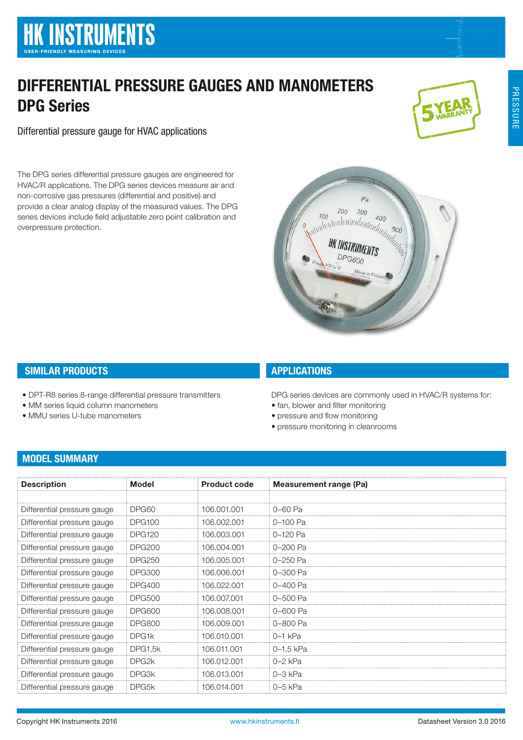# DIFFERENTIAL PRESSURE GAUGES AND MANOMETERS

## DPG Series

Differential pressure gauge for HVAC applications

The DPG series differential pressure gauges are engineered for HVAC/R applications. The DPG series devices measure air and non-corrosive gas pressures (differential and positive) and provide a clear analog display of the measured values. The DPG series devices include field adjustable zero point calibration and overpressure protection.

## SIMILAR PRODUCTS

- DPT-R8 series 8-range differential pressure transmitters
- MM series liquid column manometers
- MMU series U-tube manometers

## APPLICATIONS

DPG series devices are commonly used in HVAC/R systems for:

- fan, blower and filter monitoring
- pressure and flow monitoring
- pressure monitoring in cleanrooms

## MODEL SUMMARY

| Description | Model | Product code | Measurement range (Pa) |
|---|---|---|---|
| Differential pressure gauge | DPG60 | 106.001.001 | 0–60 Pa |
| Differential pressure gauge | DPG100 | 106.002.001 | 0–100 Pa |
| Differential pressure gauge | DPG120 | 106.003.001 | 0–120 Pa |
| Differential pressure gauge | DPG200 | 106.004.001 | 0–200 Pa |
| Differential pressure gauge | DPG250 | 106.005.001 | 0–250 Pa |
| Differential pressure gauge | DPG300 | 106.006.001 | 0–300 Pa |
| Differential pressure gauge | DPG400 | 106.022.001 | 0–400 Pa |
| Differential pressure gauge | DPG500 | 106.007.001 | 0–500 Pa |
| Differential pressure gauge | DPG600 | 106.008.001 | 0–600 Pa |
| Differential pressure gauge | DPG800 | 106.009.001 | 0–800 Pa |
| Differential pressure gauge | DPG1k | 106.010.001 | 0–1 kPa |
| Differential pressure gauge | DPG1,5k | 106.011.001 | 0–1,5 kPa |
| Differential pressure gauge | DPG2k | 106.012.001 | 0–2 kPa |
| Differential pressure gauge | DPG3k | 106.013.001 | 0–3 kPa |
| Differential pressure gauge | DPG5k | 106.014.001 | 0–5 kPa |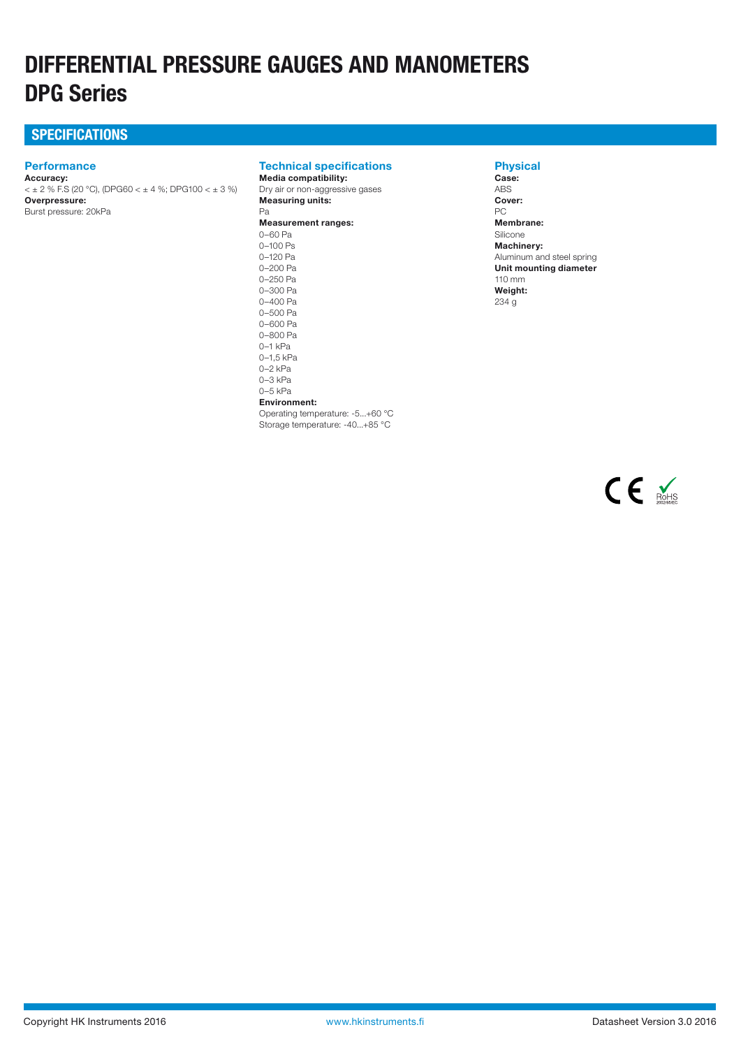# DIFFERENTIAL PRESSURE GAUGES AND MANOMETERS
# DPG Series

## SPECIFICATIONS

### Performance

**Accuracy:**
< ± 2 % F.S (20 °C), (DPG60 < ± 4 %; DPG100 < ± 3 %)

**Overpressure:**
Burst pressure: 20kPa

### Technical specifications

**Media compatibility:**
Dry air or non-aggressive gases

**Measuring units:**
Pa

**Measurement ranges:**
0–60 Pa
0–100 Ps
0–120 Pa
0–200 Pa
0–250 Pa
0–300 Pa
0–400 Pa
0–500 Pa
0–600 Pa
0–800 Pa
0–1 kPa
0–1,5 kPa
0–2 kPa
0–3 kPa
0–5 kPa

**Environment:**
Operating temperature: -5...+60 °C
Storage temperature: -40...+85 °C

### Physical

**Case:**
ABS

**Cover:**
PC

**Membrane:**
Silicone

**Machinery:**
Aluminum and steel spring

**Unit mounting diameter**
110 mm

**Weight:**
234 g

CE RoHS 2002/95/EC